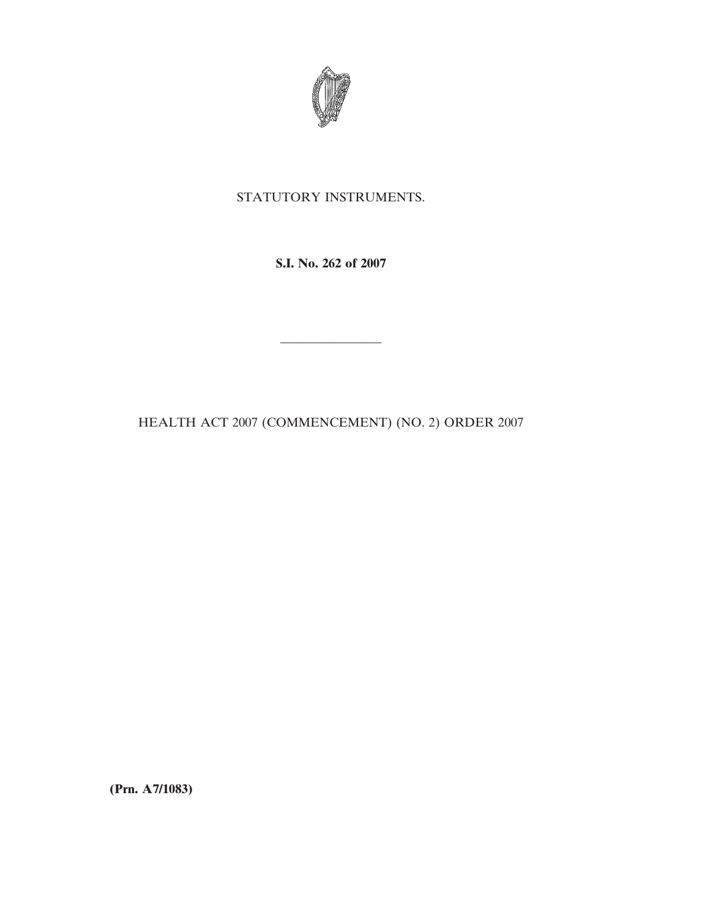STATUTORY INSTRUMENTS.

**S.I. No. 262 of 2007**

---

HEALTH ACT 2007 (COMMENCEMENT) (NO. 2) ORDER 2007

**(Prn. A7/1083)**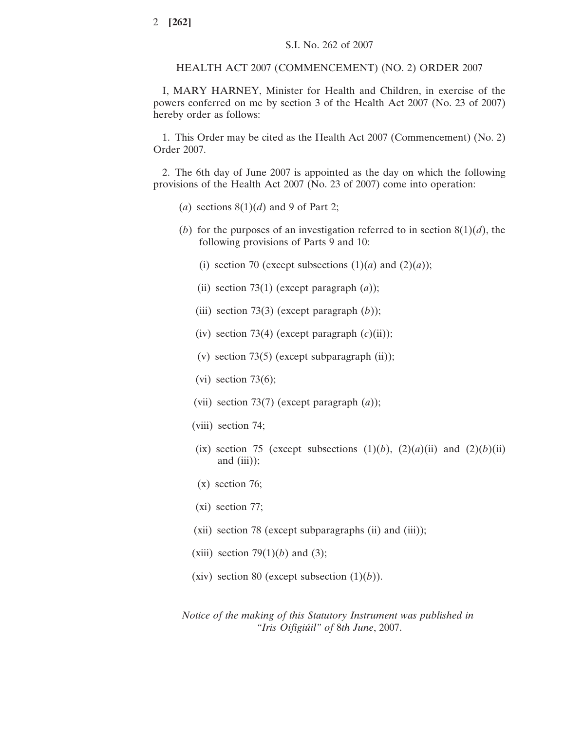S.I. No. 262 of 2007

HEALTH ACT 2007 (COMMENCEMENT) (NO. 2) ORDER 2007

I, MARY HARNEY, Minister for Health and Children, in exercise of the powers conferred on me by section 3 of the Health Act 2007 (No. 23 of 2007) hereby order as follows:

1. This Order may be cited as the Health Act 2007 (Commencement) (No. 2) Order 2007.

2. The 6th day of June 2007 is appointed as the day on which the following provisions of the Health Act 2007 (No. 23 of 2007) come into operation:

(*a*) sections 8(1)(*d*) and 9 of Part 2;

(*b*) for the purposes of an investigation referred to in section 8(1)(*d*), the following provisions of Parts 9 and 10:

(i) section 70 (except subsections (1)(*a*) and (2)(*a*));

(ii) section 73(1) (except paragraph (*a*));

(iii) section 73(3) (except paragraph (*b*));

(iv) section 73(4) (except paragraph (*c*)(ii));

(v) section 73(5) (except subparagraph (ii));

(vi) section 73(6);

(vii) section 73(7) (except paragraph (*a*));

(viii) section 74;

(ix) section 75 (except subsections (1)(*b*), (2)(*a*)(ii) and (2)(*b*)(ii) and (iii));

(x) section 76;

(xi) section 77;

(xii) section 78 (except subparagraphs (ii) and (iii));

(xiii) section 79(1)(*b*) and (3);

(xiv) section 80 (except subsection (1)(*b*)).

*Notice of the making of this Statutory Instrument was published in "Iris Oifigiúil" of* 8*th June*, 2007.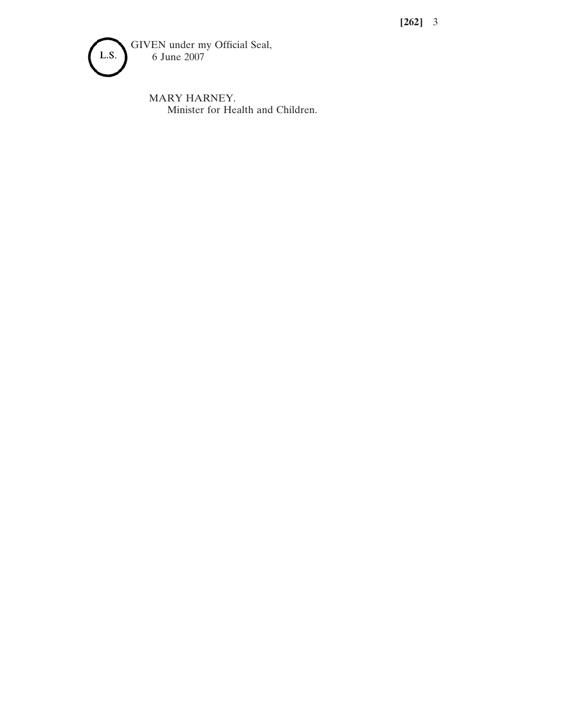L.S.

GIVEN under my Official Seal,
6 June 2007

MARY HARNEY.
Minister for Health and Children.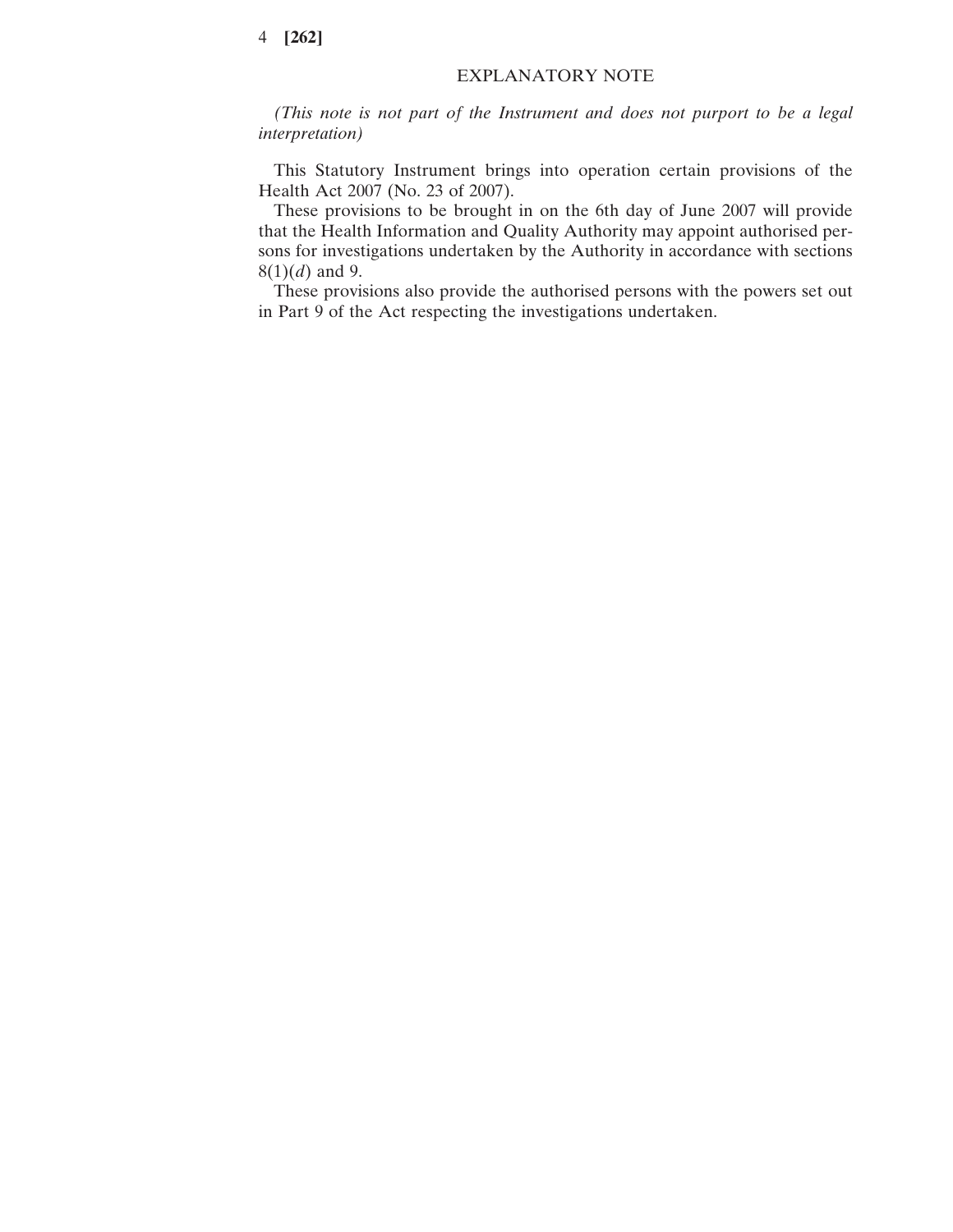## EXPLANATORY NOTE

*(This note is not part of the Instrument and does not purport to be a legal interpretation)*

This Statutory Instrument brings into operation certain provisions of the Health Act 2007 (No. 23 of 2007).

These provisions to be brought in on the 6th day of June 2007 will provide that the Health Information and Quality Authority may appoint authorised persons for investigations undertaken by the Authority in accordance with sections 8(1)(*d*) and 9.

These provisions also provide the authorised persons with the powers set out in Part 9 of the Act respecting the investigations undertaken.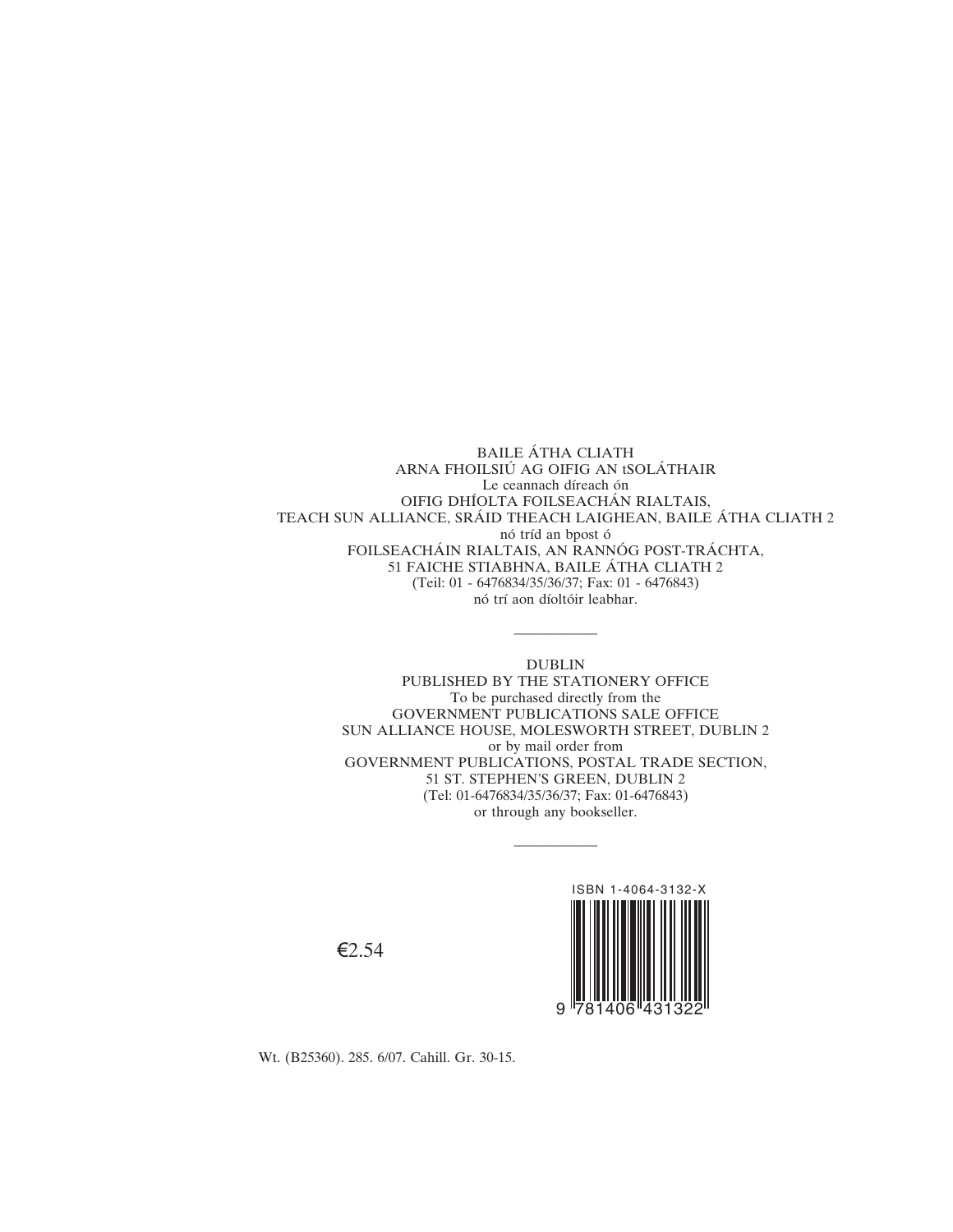BAILE ÁTHA CLIATH
ARNA FHOILSIÚ AG OIFIG AN tSOLÁTHAIR
Le ceannach díreach ón
OIFIG DHÍOLTA FOILSEACHÁN RIALTAIS,
TEACH SUN ALLIANCE, SRÁID THEACH LAIGHEAN, BAILE ÁTHA CLIATH 2
nó tríd an bpost ó
FOILSEACHÁIN RIALTAIS, AN RANNÓG POST-TRÁCHTA,
51 FAICHE STIABHNA, BAILE ÁTHA CLIATH 2
(Teil: 01 - 6476834/35/36/37; Fax: 01 - 6476843)
nó trí aon díoltóir leabhar.

---

DUBLIN
PUBLISHED BY THE STATIONERY OFFICE
To be purchased directly from the
GOVERNMENT PUBLICATIONS SALE OFFICE
SUN ALLIANCE HOUSE, MOLESWORTH STREET, DUBLIN 2
or by mail order from
GOVERNMENT PUBLICATIONS, POSTAL TRADE SECTION,
51 ST. STEPHEN'S GREEN, DUBLIN 2
(Tel: 01-6476834/35/36/37; Fax: 01-6476843)
or through any bookseller.

---

ISBN 1-4064-3132-X

9 781406 431322

€2.54

Wt. (B25360). 285. 6/07. Cahill. Gr. 30-15.